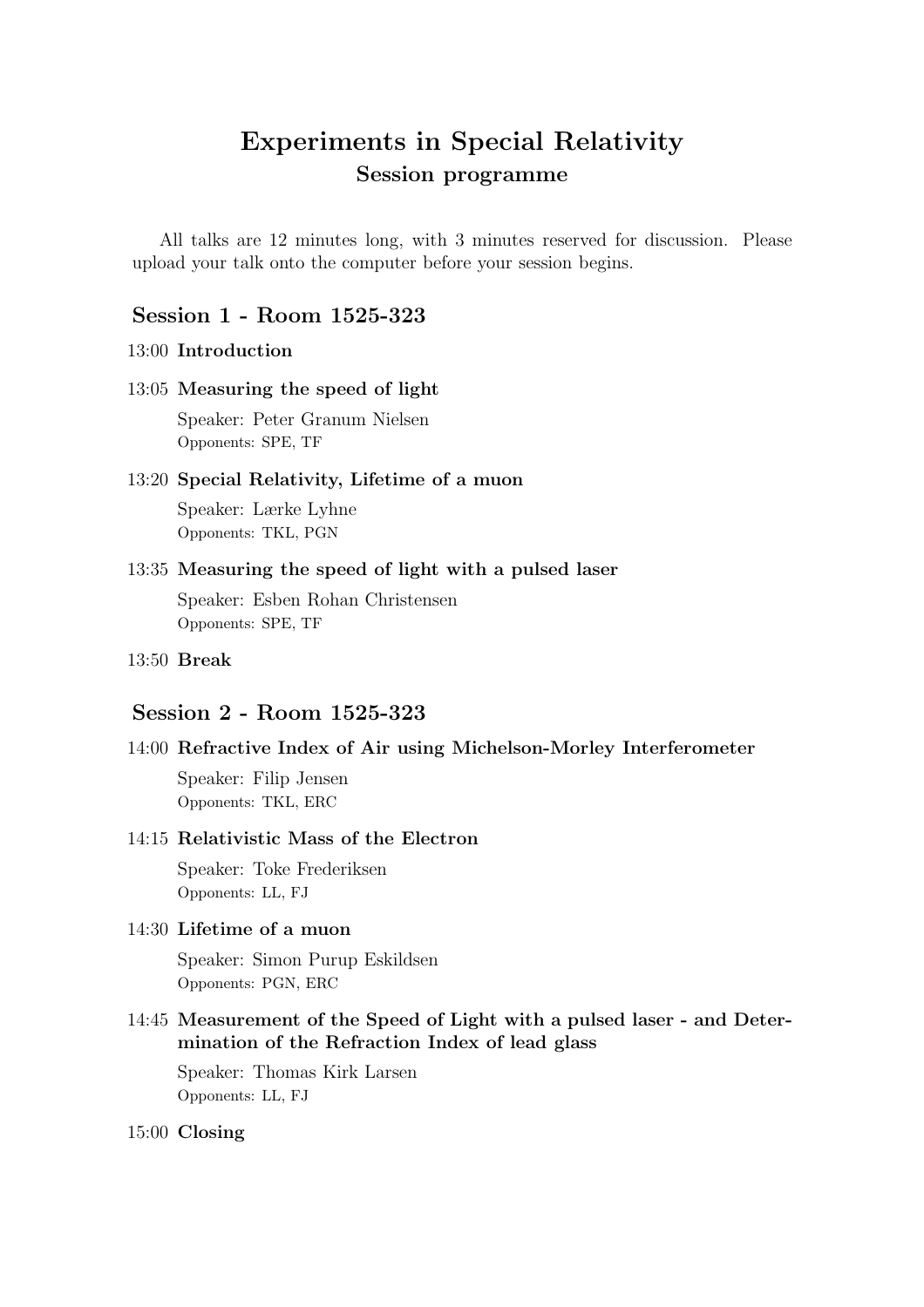# Experiments in Special Relativity

## Session programme

All talks are 12 minutes long, with 3 minutes reserved for discussion. Please upload your talk onto the computer before your session begins.

### Session 1 - Room 1525-323

13:00 **Introduction**

13:05 **Measuring the speed of light**

Speaker: Peter Granum Nielsen
Opponents: SPE, TF

13:20 **Special Relativity, Lifetime of a muon**

Speaker: Lærke Lyhne
Opponents: TKL, PGN

13:35 **Measuring the speed of light with a pulsed laser**

Speaker: Esben Rohan Christensen
Opponents: SPE, TF

13:50 **Break**

### Session 2 - Room 1525-323

14:00 **Refractive Index of Air using Michelson-Morley Interferometer**

Speaker: Filip Jensen
Opponents: TKL, ERC

14:15 **Relativistic Mass of the Electron**

Speaker: Toke Frederiksen
Opponents: LL, FJ

14:30 **Lifetime of a muon**

Speaker: Simon Purup Eskildsen
Opponents: PGN, ERC

14:45 **Measurement of the Speed of Light with a pulsed laser - and Determination of the Refraction Index of lead glass**

Speaker: Thomas Kirk Larsen
Opponents: LL, FJ

15:00 **Closing**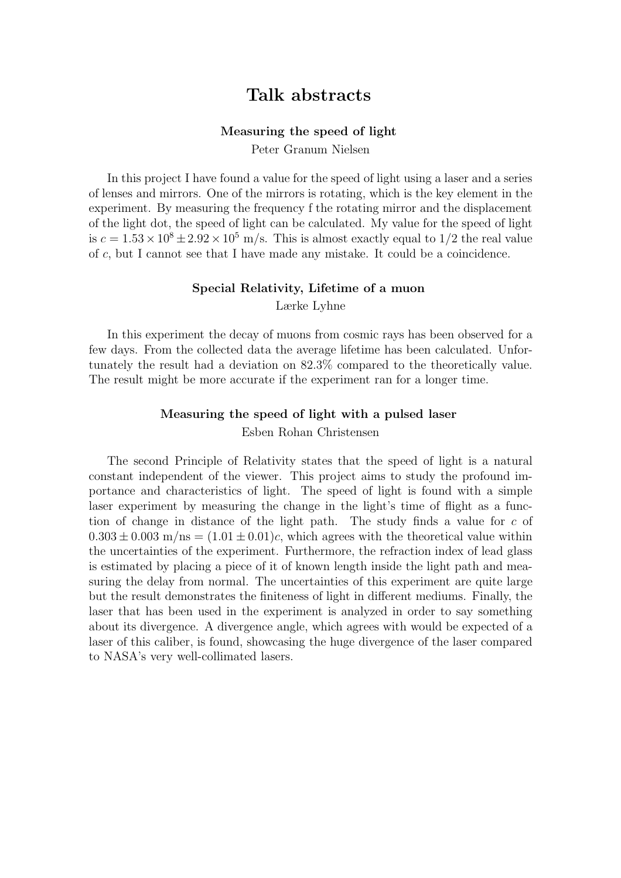# Talk abstracts

### Measuring the speed of light

Peter Granum Nielsen

In this project I have found a value for the speed of light using a laser and a series of lenses and mirrors. One of the mirrors is rotating, which is the key element in the experiment. By measuring the frequency f the rotating mirror and the displacement of the light dot, the speed of light can be calculated. My value for the speed of light is $c = 1.53 \times 10^8 \pm 2.92 \times 10^5$ m/s. This is almost exactly equal to 1/2 the real value of $c$, but I cannot see that I have made any mistake. It could be a coincidence.

### Special Relativity, Lifetime of a muon

Lærke Lyhne

In this experiment the decay of muons from cosmic rays has been observed for a few days. From the collected data the average lifetime has been calculated. Unfortunately the result had a deviation on 82.3% compared to the theoretically value. The result might be more accurate if the experiment ran for a longer time.

### Measuring the speed of light with a pulsed laser

Esben Rohan Christensen

The second Principle of Relativity states that the speed of light is a natural constant independent of the viewer. This project aims to study the profound importance and characteristics of light. The speed of light is found with a simple laser experiment by measuring the change in the light's time of flight as a function of change in distance of the light path. The study finds a value for $c$ of $0.303 \pm 0.003$ m/ns $= (1.01 \pm 0.01)c$, which agrees with the theoretical value within the uncertainties of the experiment. Furthermore, the refraction index of lead glass is estimated by placing a piece of it of known length inside the light path and measuring the delay from normal. The uncertainties of this experiment are quite large but the result demonstrates the finiteness of light in different mediums. Finally, the laser that has been used in the experiment is analyzed in order to say something about its divergence. A divergence angle, which agrees with would be expected of a laser of this caliber, is found, showcasing the huge divergence of the laser compared to NASA's very well-collimated lasers.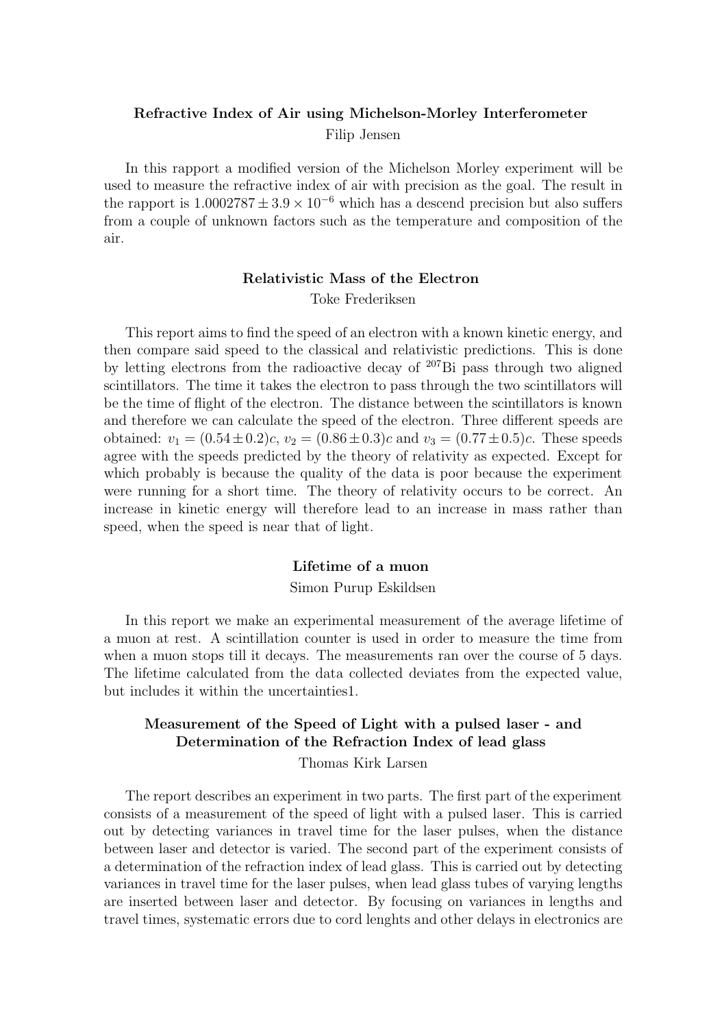### Refractive Index of Air using Michelson-Morley Interferometer

Filip Jensen

In this rapport a modified version of the Michelson Morley experiment will be used to measure the refractive index of air with precision as the goal. The result in the rapport is $1.0002787 \pm 3.9 \times 10^{-6}$ which has a descend precision but also suffers from a couple of unknown factors such as the temperature and composition of the air.

### Relativistic Mass of the Electron

Toke Frederiksen

This report aims to find the speed of an electron with a known kinetic energy, and then compare said speed to the classical and relativistic predictions. This is done by letting electrons from the radioactive decay of $^{207}$Bi pass through two aligned scintillators. The time it takes the electron to pass through the two scintillators will be the time of flight of the electron. The distance between the scintillators is known and therefore we can calculate the speed of the electron. Three different speeds are obtained: $v_1 = (0.54 \pm 0.2)c$, $v_2 = (0.86 \pm 0.3)c$ and $v_3 = (0.77 \pm 0.5)c$. These speeds agree with the speeds predicted by the theory of relativity as expected. Except for which probably is because the quality of the data is poor because the experiment were running for a short time. The theory of relativity occurs to be correct. An increase in kinetic energy will therefore lead to an increase in mass rather than speed, when the speed is near that of light.

### Lifetime of a muon

Simon Purup Eskildsen

In this report we make an experimental measurement of the average lifetime of a muon at rest. A scintillation counter is used in order to measure the time from when a muon stops till it decays. The measurements ran over the course of 5 days. The lifetime calculated from the data collected deviates from the expected value, but includes it within the uncertainties1.

### Measurement of the Speed of Light with a pulsed laser - and Determination of the Refraction Index of lead glass

Thomas Kirk Larsen

The report describes an experiment in two parts. The first part of the experiment consists of a measurement of the speed of light with a pulsed laser. This is carried out by detecting variances in travel time for the laser pulses, when the distance between laser and detector is varied. The second part of the experiment consists of a determination of the refraction index of lead glass. This is carried out by detecting variances in travel time for the laser pulses, when lead glass tubes of varying lengths are inserted between laser and detector. By focusing on variances in lengths and travel times, systematic errors due to cord lenghts and other delays in electronics are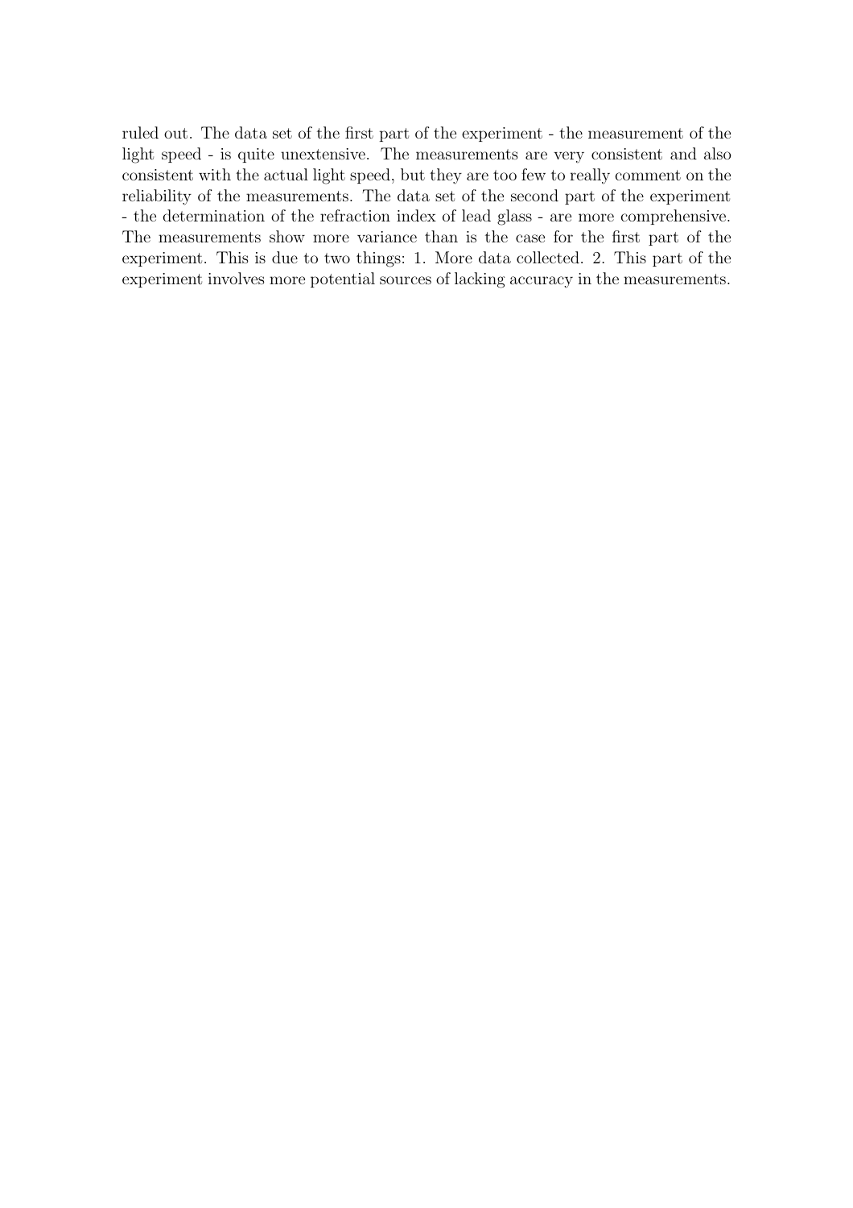ruled out. The data set of the first part of the experiment - the measurement of the light speed - is quite unextensive. The measurements are very consistent and also consistent with the actual light speed, but they are too few to really comment on the reliability of the measurements. The data set of the second part of the experiment - the determination of the refraction index of lead glass - are more comprehensive. The measurements show more variance than is the case for the first part of the experiment. This is due to two things: 1. More data collected. 2. This part of the experiment involves more potential sources of lacking accuracy in the measurements.